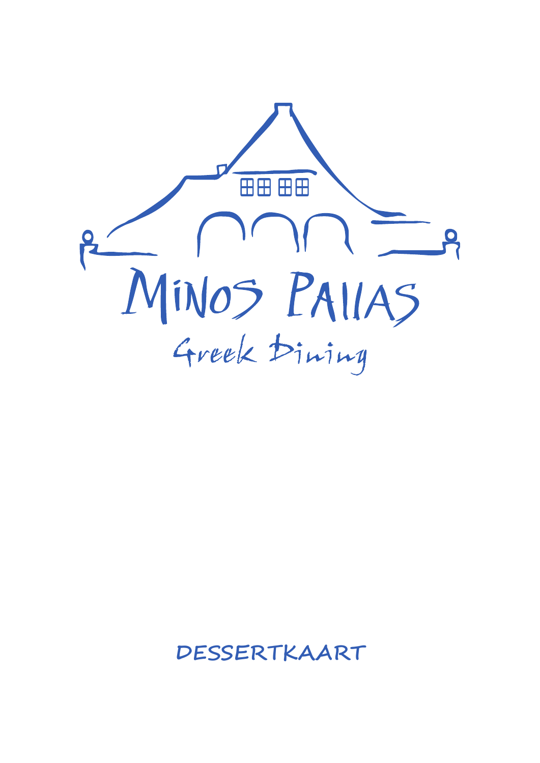# MINOS PALLAS

Greek Dining

## DESSERTKAART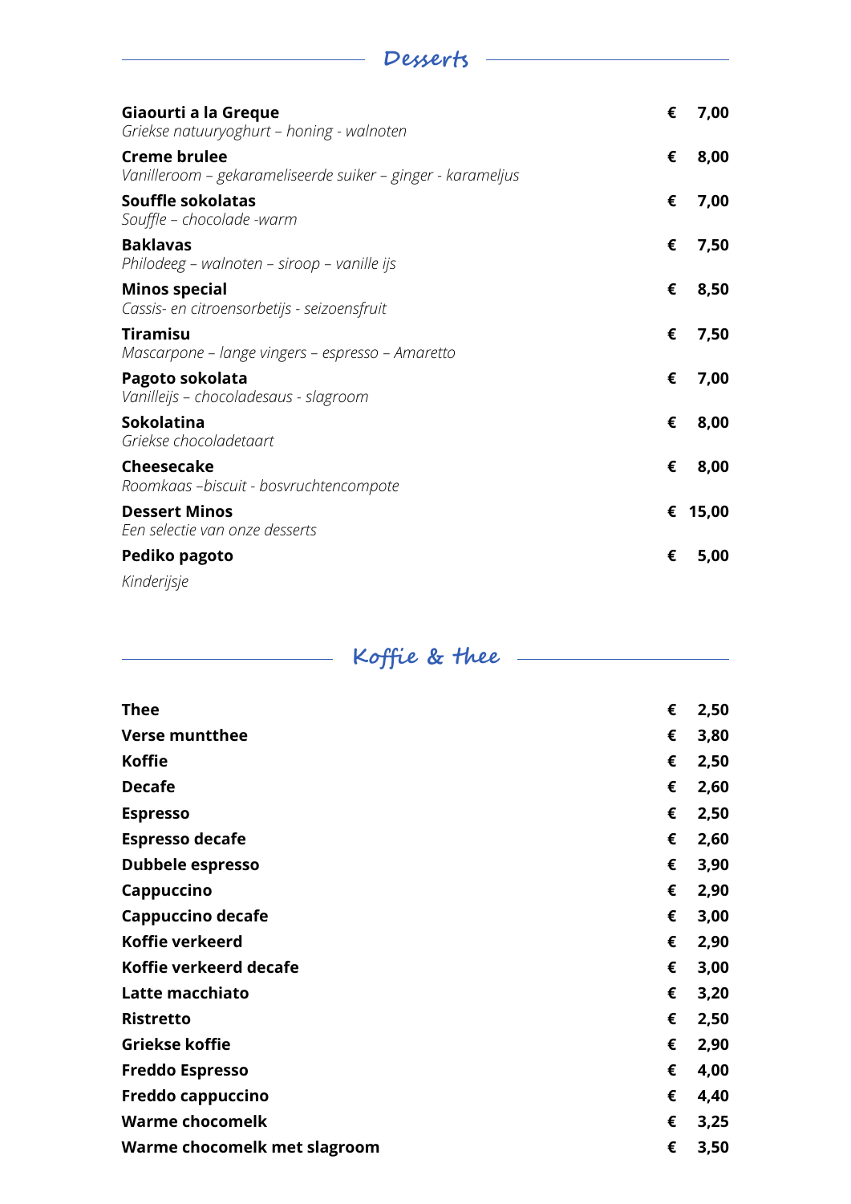## Desserts

**Giaourti a la Greque** — € 7,00
*Griekse natuuryoghurt – honing - walnoten*

**Creme brulee** — € 8,00
*Vanilleroom – gekarameliseerde suiker – ginger - karameljus*

**Souffle sokolatas** — € 7,00
*Souffle – chocolade -warm*

**Baklavas** — € 7,50
*Philodeeg – walnoten – siroop – vanille ijs*

**Minos special** — € 8,50
*Cassis- en citroensorbetijs - seizoensfruit*

**Tiramisu** — € 7,50
*Mascarpone – lange vingers – espresso – Amaretto*

**Pagoto sokolata** — € 7,00
*Vanilleijs – chocoladesaus - slagroom*

**Sokolatina** — € 8,00
*Griekse chocoladetaart*

**Cheesecake** — € 8,00
*Roomkaas –biscuit - bosvruchtencompote*

**Dessert Minos** — € 15,00
*Een selectie van onze desserts*

**Pediko pagoto** — € 5,00
*Kinderijsje*

## Koffie & thee

| | |
|---|---|
| **Thee** | € 2,50 |
| **Verse muntthee** | € 3,80 |
| **Koffie** | € 2,50 |
| **Decafe** | € 2,60 |
| **Espresso** | € 2,50 |
| **Espresso decafe** | € 2,60 |
| **Dubbele espresso** | € 3,90 |
| **Cappuccino** | € 2,90 |
| **Cappuccino decafe** | € 3,00 |
| **Koffie verkeerd** | € 2,90 |
| **Koffie verkeerd decafe** | € 3,00 |
| **Latte macchiato** | € 3,20 |
| **Ristretto** | € 2,50 |
| **Griekse koffie** | € 2,90 |
| **Freddo Espresso** | € 4,00 |
| **Freddo cappuccino** | € 4,40 |
| **Warme chocomelk** | € 3,25 |
| **Warme chocomelk met slagroom** | € 3,50 |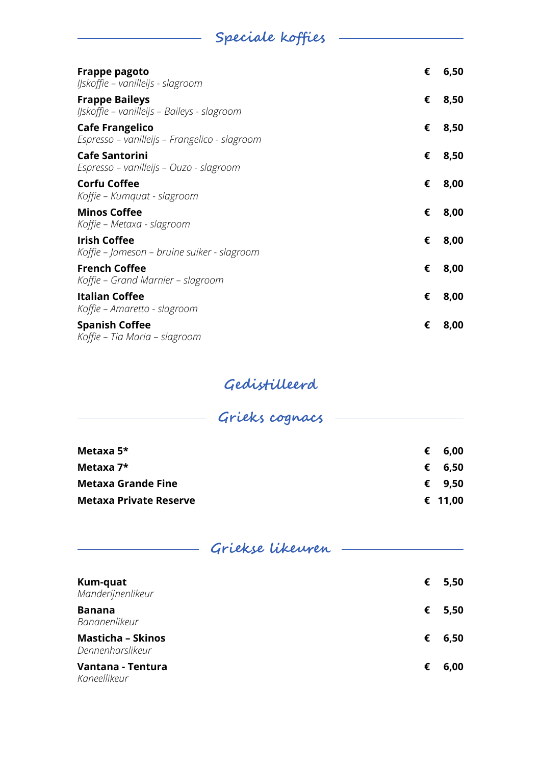## Speciale koffies

**Frappe pagoto** € 6,50
*IJskoffie – vanilleijs - slagroom*

**Frappe Baileys** € 8,50
*IJskoffie – vanilleijs – Baileys - slagroom*

**Cafe Frangelico** € 8,50
*Espresso – vanilleijs – Frangelico - slagroom*

**Cafe Santorini** € 8,50
*Espresso – vanilleijs – Ouzo - slagroom*

**Corfu Coffee** € 8,00
*Koffie – Kumquat - slagroom*

**Minos Coffee** € 8,00
*Koffie – Metaxa - slagroom*

**Irish Coffee** € 8,00
*Koffie – Jameson – bruine suiker - slagroom*

**French Coffee** € 8,00
*Koffie – Grand Marnier – slagroom*

**Italian Coffee** € 8,00
*Koffie – Amaretto - slagroom*

**Spanish Coffee** € 8,00
*Koffie – Tia Maria – slagroom*

# Gedistilleerd

## Grieks cognacs

**Metaxa 5*** € 6,00

**Metaxa 7*** € 6,50

**Metaxa Grande Fine** € 9,50

**Metaxa Private Reserve** € 11,00

## Griekse likeuren

**Kum-quat** € 5,50
*Manderijnenlikeur*

**Banana** € 5,50
*Bananenlikeur*

**Masticha – Skinos** € 6,50
*Dennenharslikeur*

**Vantana - Tentura** € 6,00
*Kaneellikeur*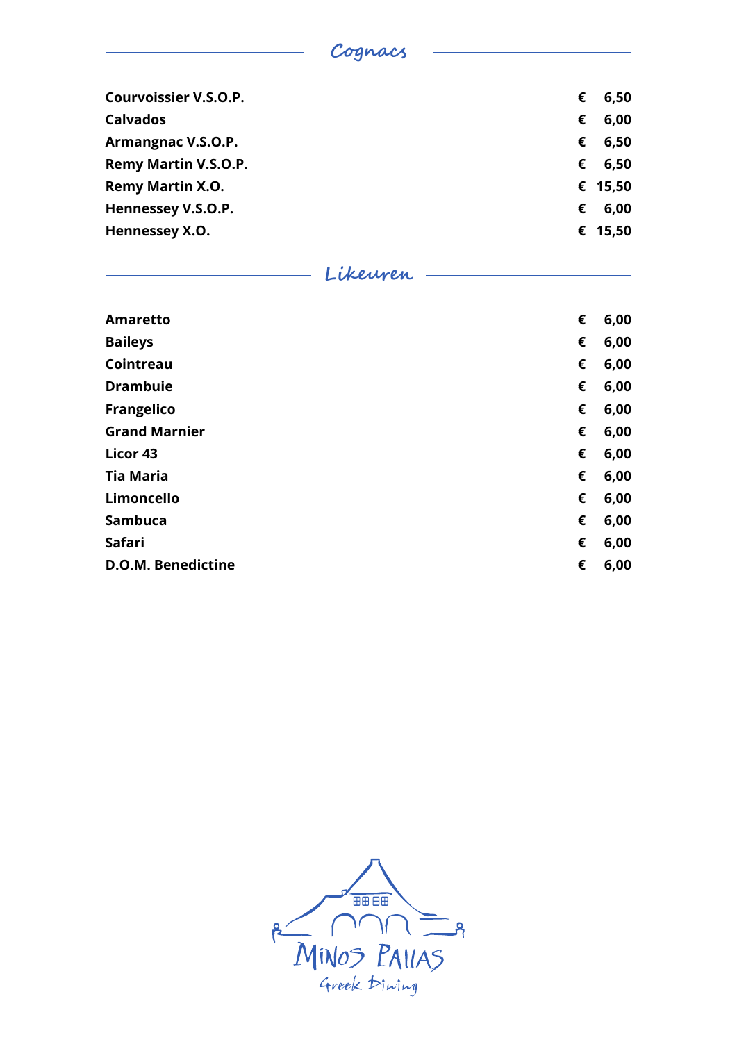## Cognacs

| | | |
|---|---|---|
| **Courvoissier V.S.O.P.** | **€** | **6,50** |
| **Calvados** | **€** | **6,00** |
| **Armangnac V.S.O.P.** | **€** | **6,50** |
| **Remy Martin V.S.O.P.** | **€** | **6,50** |
| **Remy Martin X.O.** | **€** | **15,50** |
| **Hennessey V.S.O.P.** | **€** | **6,00** |
| **Hennessey X.O.** | **€** | **15,50** |

## Likeuren

| | | |
|---|---|---|
| **Amaretto** | **€** | **6,00** |
| **Baileys** | **€** | **6,00** |
| **Cointreau** | **€** | **6,00** |
| **Drambuie** | **€** | **6,00** |
| **Frangelico** | **€** | **6,00** |
| **Grand Marnier** | **€** | **6,00** |
| **Licor 43** | **€** | **6,00** |
| **Tia Maria** | **€** | **6,00** |
| **Limoncello** | **€** | **6,00** |
| **Sambuca** | **€** | **6,00** |
| **Safari** | **€** | **6,00** |
| **D.O.M. Benedictine** | **€** | **6,00** |

MINOS PALLAS
Greek Dining